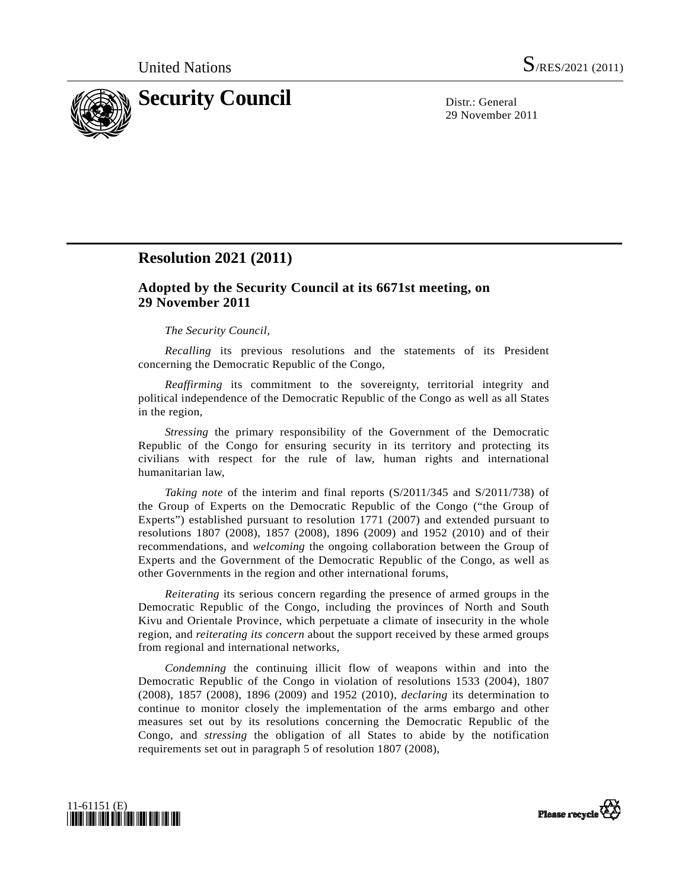United Nations S/RES/2021 (2011)

# Security Council

Distr.: General
29 November 2011

## Resolution 2021 (2011)

### Adopted by the Security Council at its 6671st meeting, on 29 November 2011

*The Security Council*,

*Recalling* its previous resolutions and the statements of its President concerning the Democratic Republic of the Congo,

*Reaffirming* its commitment to the sovereignty, territorial integrity and political independence of the Democratic Republic of the Congo as well as all States in the region,

*Stressing* the primary responsibility of the Government of the Democratic Republic of the Congo for ensuring security in its territory and protecting its civilians with respect for the rule of law, human rights and international humanitarian law,

*Taking note* of the interim and final reports (S/2011/345 and S/2011/738) of the Group of Experts on the Democratic Republic of the Congo ("the Group of Experts") established pursuant to resolution 1771 (2007) and extended pursuant to resolutions 1807 (2008), 1857 (2008), 1896 (2009) and 1952 (2010) and of their recommendations, and *welcoming* the ongoing collaboration between the Group of Experts and the Government of the Democratic Republic of the Congo, as well as other Governments in the region and other international forums,

*Reiterating* its serious concern regarding the presence of armed groups in the Democratic Republic of the Congo, including the provinces of North and South Kivu and Orientale Province, which perpetuate a climate of insecurity in the whole region, and *reiterating its concern* about the support received by these armed groups from regional and international networks,

*Condemning* the continuing illicit flow of weapons within and into the Democratic Republic of the Congo in violation of resolutions 1533 (2004), 1807 (2008), 1857 (2008), 1896 (2009) and 1952 (2010), *declaring* its determination to continue to monitor closely the implementation of the arms embargo and other measures set out by its resolutions concerning the Democratic Republic of the Congo, and *stressing* the obligation of all States to abide by the notification requirements set out in paragraph 5 of resolution 1807 (2008),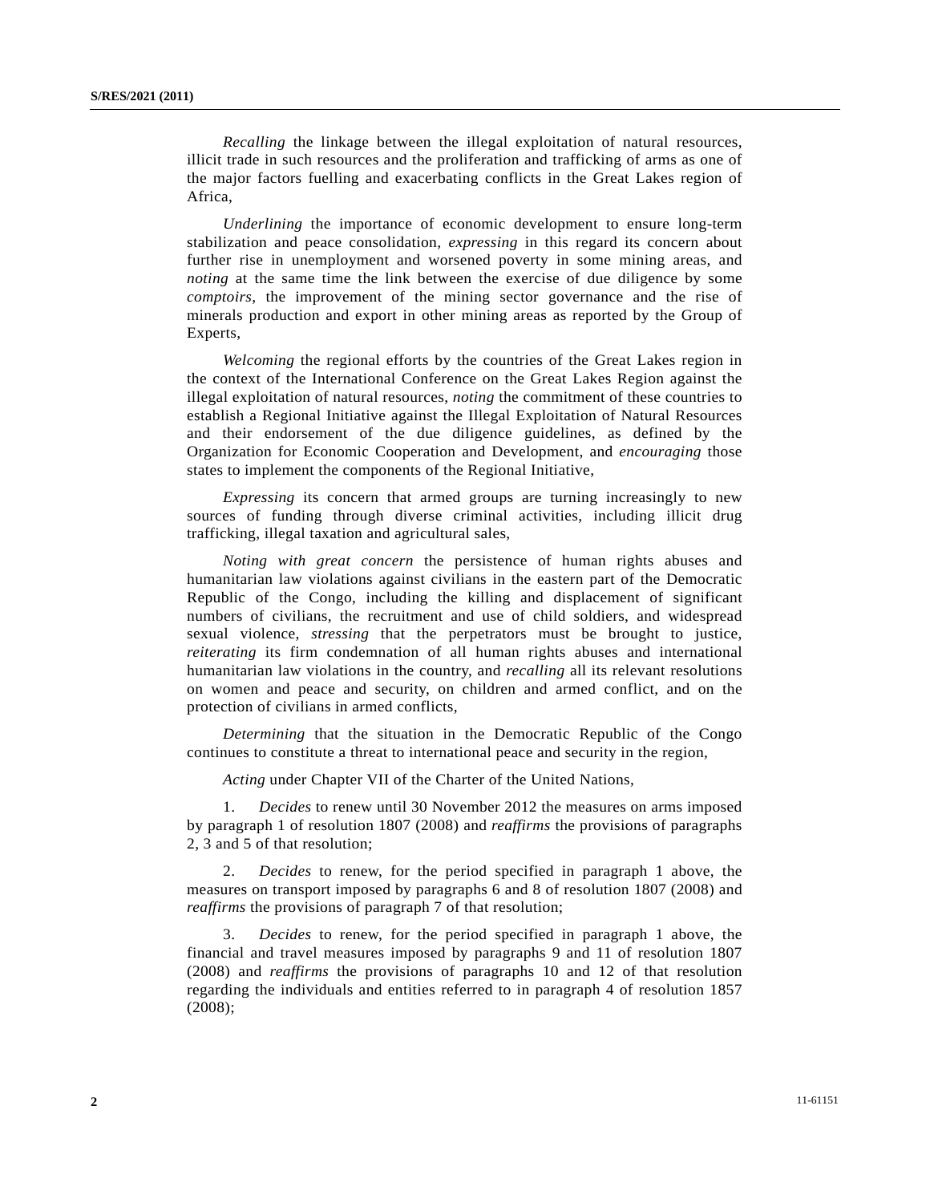*Recalling* the linkage between the illegal exploitation of natural resources, illicit trade in such resources and the proliferation and trafficking of arms as one of the major factors fuelling and exacerbating conflicts in the Great Lakes region of Africa,

*Underlining* the importance of economic development to ensure long-term stabilization and peace consolidation, *expressing* in this regard its concern about further rise in unemployment and worsened poverty in some mining areas, and *noting* at the same time the link between the exercise of due diligence by some *comptoirs*, the improvement of the mining sector governance and the rise of minerals production and export in other mining areas as reported by the Group of Experts,

*Welcoming* the regional efforts by the countries of the Great Lakes region in the context of the International Conference on the Great Lakes Region against the illegal exploitation of natural resources, *noting* the commitment of these countries to establish a Regional Initiative against the Illegal Exploitation of Natural Resources and their endorsement of the due diligence guidelines, as defined by the Organization for Economic Cooperation and Development, and *encouraging* those states to implement the components of the Regional Initiative,

*Expressing* its concern that armed groups are turning increasingly to new sources of funding through diverse criminal activities, including illicit drug trafficking, illegal taxation and agricultural sales,

*Noting with great concern* the persistence of human rights abuses and humanitarian law violations against civilians in the eastern part of the Democratic Republic of the Congo, including the killing and displacement of significant numbers of civilians, the recruitment and use of child soldiers, and widespread sexual violence, *stressing* that the perpetrators must be brought to justice, *reiterating* its firm condemnation of all human rights abuses and international humanitarian law violations in the country, and *recalling* all its relevant resolutions on women and peace and security, on children and armed conflict, and on the protection of civilians in armed conflicts,

*Determining* that the situation in the Democratic Republic of the Congo continues to constitute a threat to international peace and security in the region,

*Acting* under Chapter VII of the Charter of the United Nations,

1. *Decides* to renew until 30 November 2012 the measures on arms imposed by paragraph 1 of resolution 1807 (2008) and *reaffirms* the provisions of paragraphs 2, 3 and 5 of that resolution;

2. *Decides* to renew, for the period specified in paragraph 1 above, the measures on transport imposed by paragraphs 6 and 8 of resolution 1807 (2008) and *reaffirms* the provisions of paragraph 7 of that resolution;

3. *Decides* to renew, for the period specified in paragraph 1 above, the financial and travel measures imposed by paragraphs 9 and 11 of resolution 1807 (2008) and *reaffirms* the provisions of paragraphs 10 and 12 of that resolution regarding the individuals and entities referred to in paragraph 4 of resolution 1857 (2008);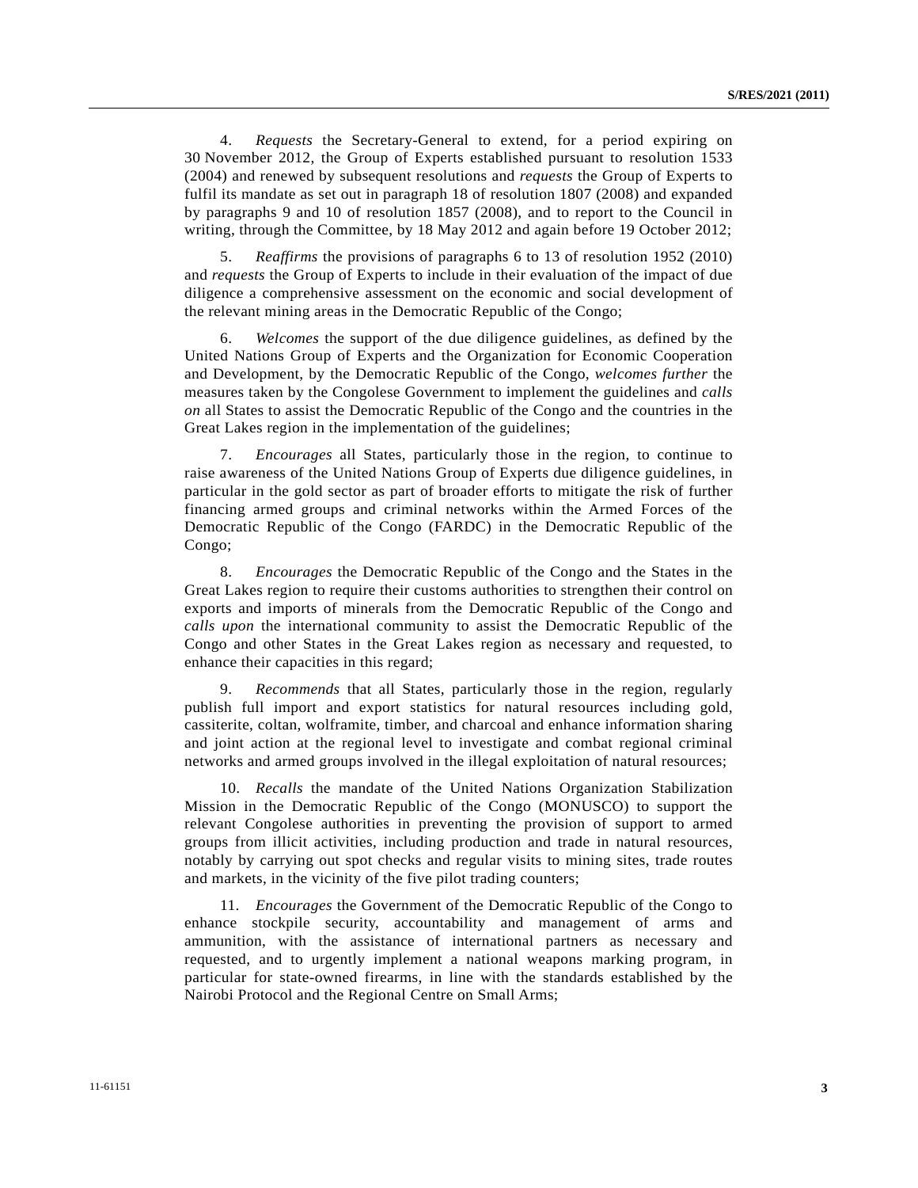4. *Requests* the Secretary-General to extend, for a period expiring on 30 November 2012, the Group of Experts established pursuant to resolution 1533 (2004) and renewed by subsequent resolutions and *requests* the Group of Experts to fulfil its mandate as set out in paragraph 18 of resolution 1807 (2008) and expanded by paragraphs 9 and 10 of resolution 1857 (2008), and to report to the Council in writing, through the Committee, by 18 May 2012 and again before 19 October 2012;

5. *Reaffirms* the provisions of paragraphs 6 to 13 of resolution 1952 (2010) and *requests* the Group of Experts to include in their evaluation of the impact of due diligence a comprehensive assessment on the economic and social development of the relevant mining areas in the Democratic Republic of the Congo;

6. *Welcomes* the support of the due diligence guidelines, as defined by the United Nations Group of Experts and the Organization for Economic Cooperation and Development, by the Democratic Republic of the Congo, *welcomes further* the measures taken by the Congolese Government to implement the guidelines and *calls on* all States to assist the Democratic Republic of the Congo and the countries in the Great Lakes region in the implementation of the guidelines;

7. *Encourages* all States, particularly those in the region, to continue to raise awareness of the United Nations Group of Experts due diligence guidelines, in particular in the gold sector as part of broader efforts to mitigate the risk of further financing armed groups and criminal networks within the Armed Forces of the Democratic Republic of the Congo (FARDC) in the Democratic Republic of the Congo;

8. *Encourages* the Democratic Republic of the Congo and the States in the Great Lakes region to require their customs authorities to strengthen their control on exports and imports of minerals from the Democratic Republic of the Congo and *calls upon* the international community to assist the Democratic Republic of the Congo and other States in the Great Lakes region as necessary and requested, to enhance their capacities in this regard;

9. *Recommends* that all States, particularly those in the region, regularly publish full import and export statistics for natural resources including gold, cassiterite, coltan, wolframite, timber, and charcoal and enhance information sharing and joint action at the regional level to investigate and combat regional criminal networks and armed groups involved in the illegal exploitation of natural resources;

10. *Recalls* the mandate of the United Nations Organization Stabilization Mission in the Democratic Republic of the Congo (MONUSCO) to support the relevant Congolese authorities in preventing the provision of support to armed groups from illicit activities, including production and trade in natural resources, notably by carrying out spot checks and regular visits to mining sites, trade routes and markets, in the vicinity of the five pilot trading counters;

11. *Encourages* the Government of the Democratic Republic of the Congo to enhance stockpile security, accountability and management of arms and ammunition, with the assistance of international partners as necessary and requested, and to urgently implement a national weapons marking program, in particular for state-owned firearms, in line with the standards established by the Nairobi Protocol and the Regional Centre on Small Arms;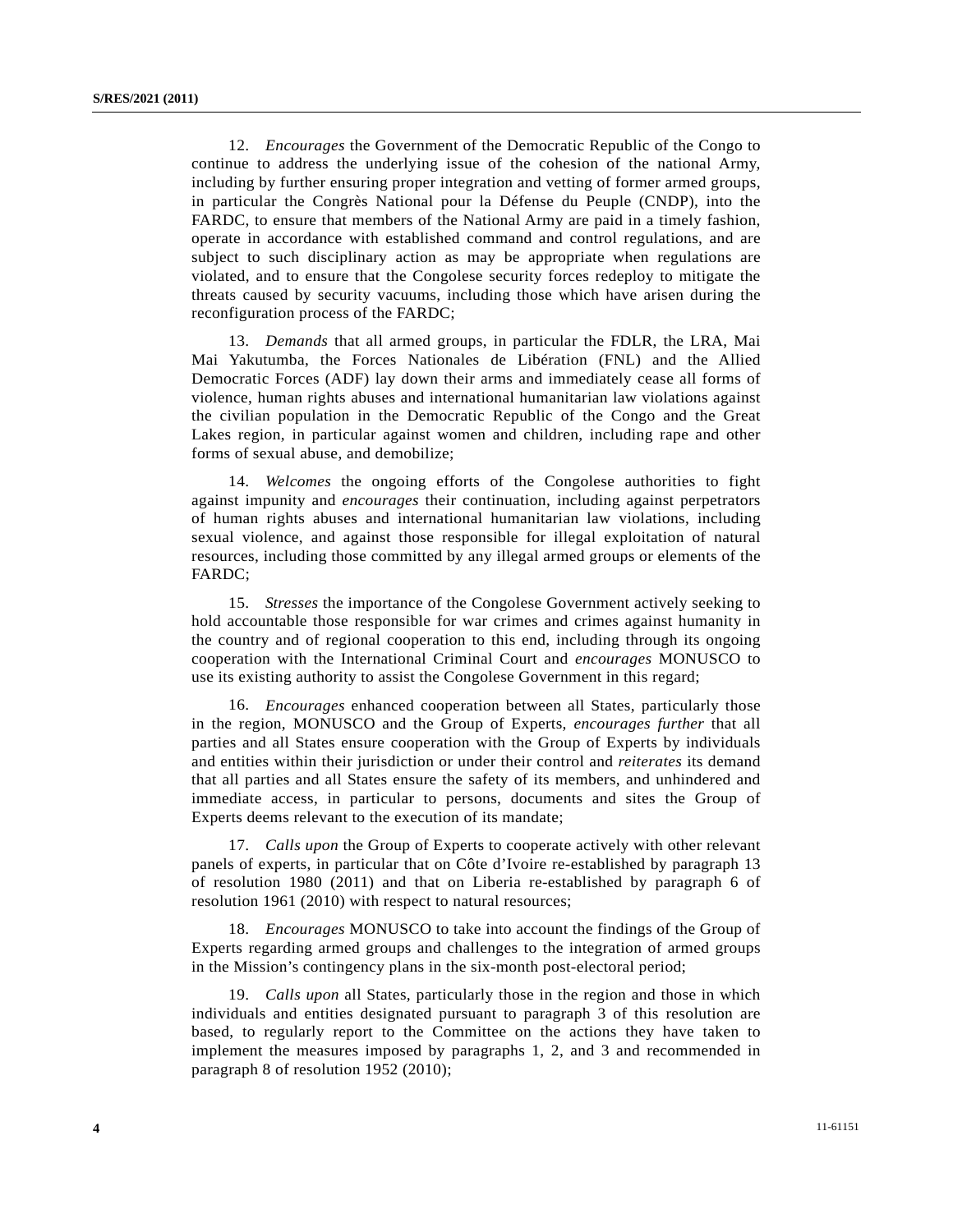12. *Encourages* the Government of the Democratic Republic of the Congo to continue to address the underlying issue of the cohesion of the national Army, including by further ensuring proper integration and vetting of former armed groups, in particular the Congrès National pour la Défense du Peuple (CNDP), into the FARDC, to ensure that members of the National Army are paid in a timely fashion, operate in accordance with established command and control regulations, and are subject to such disciplinary action as may be appropriate when regulations are violated, and to ensure that the Congolese security forces redeploy to mitigate the threats caused by security vacuums, including those which have arisen during the reconfiguration process of the FARDC;

13. *Demands* that all armed groups, in particular the FDLR, the LRA, Mai Mai Yakutumba, the Forces Nationales de Libération (FNL) and the Allied Democratic Forces (ADF) lay down their arms and immediately cease all forms of violence, human rights abuses and international humanitarian law violations against the civilian population in the Democratic Republic of the Congo and the Great Lakes region, in particular against women and children, including rape and other forms of sexual abuse, and demobilize;

14. *Welcomes* the ongoing efforts of the Congolese authorities to fight against impunity and *encourages* their continuation, including against perpetrators of human rights abuses and international humanitarian law violations, including sexual violence, and against those responsible for illegal exploitation of natural resources, including those committed by any illegal armed groups or elements of the FARDC;

15. *Stresses* the importance of the Congolese Government actively seeking to hold accountable those responsible for war crimes and crimes against humanity in the country and of regional cooperation to this end, including through its ongoing cooperation with the International Criminal Court and *encourages* MONUSCO to use its existing authority to assist the Congolese Government in this regard;

16. *Encourages* enhanced cooperation between all States, particularly those in the region, MONUSCO and the Group of Experts, *encourages further* that all parties and all States ensure cooperation with the Group of Experts by individuals and entities within their jurisdiction or under their control and *reiterates* its demand that all parties and all States ensure the safety of its members, and unhindered and immediate access, in particular to persons, documents and sites the Group of Experts deems relevant to the execution of its mandate;

17. *Calls upon* the Group of Experts to cooperate actively with other relevant panels of experts, in particular that on Côte d'Ivoire re-established by paragraph 13 of resolution 1980 (2011) and that on Liberia re-established by paragraph 6 of resolution 1961 (2010) with respect to natural resources;

18. *Encourages* MONUSCO to take into account the findings of the Group of Experts regarding armed groups and challenges to the integration of armed groups in the Mission's contingency plans in the six-month post-electoral period;

19. *Calls upon* all States, particularly those in the region and those in which individuals and entities designated pursuant to paragraph 3 of this resolution are based, to regularly report to the Committee on the actions they have taken to implement the measures imposed by paragraphs 1, 2, and 3 and recommended in paragraph 8 of resolution 1952 (2010);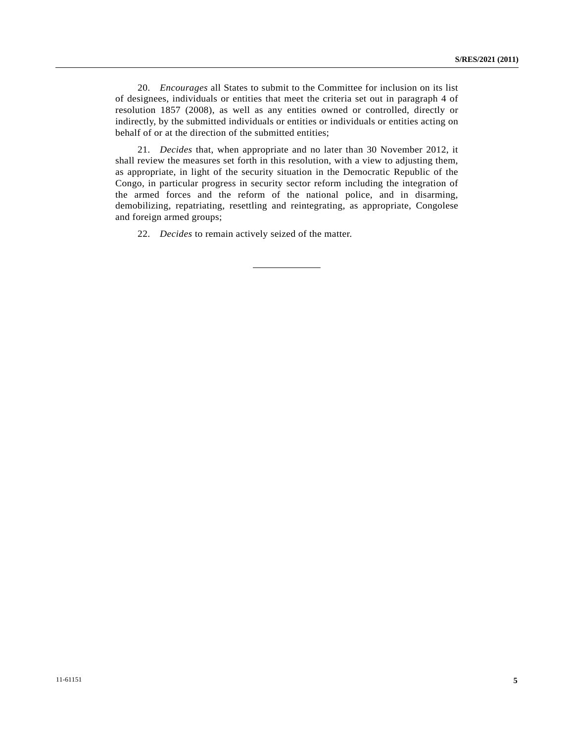20. *Encourages* all States to submit to the Committee for inclusion on its list of designees, individuals or entities that meet the criteria set out in paragraph 4 of resolution 1857 (2008), as well as any entities owned or controlled, directly or indirectly, by the submitted individuals or entities or individuals or entities acting on behalf of or at the direction of the submitted entities;

21. *Decides* that, when appropriate and no later than 30 November 2012, it shall review the measures set forth in this resolution, with a view to adjusting them, as appropriate, in light of the security situation in the Democratic Republic of the Congo, in particular progress in security sector reform including the integration of the armed forces and the reform of the national police, and in disarming, demobilizing, repatriating, resettling and reintegrating, as appropriate, Congolese and foreign armed groups;

22. *Decides* to remain actively seized of the matter.